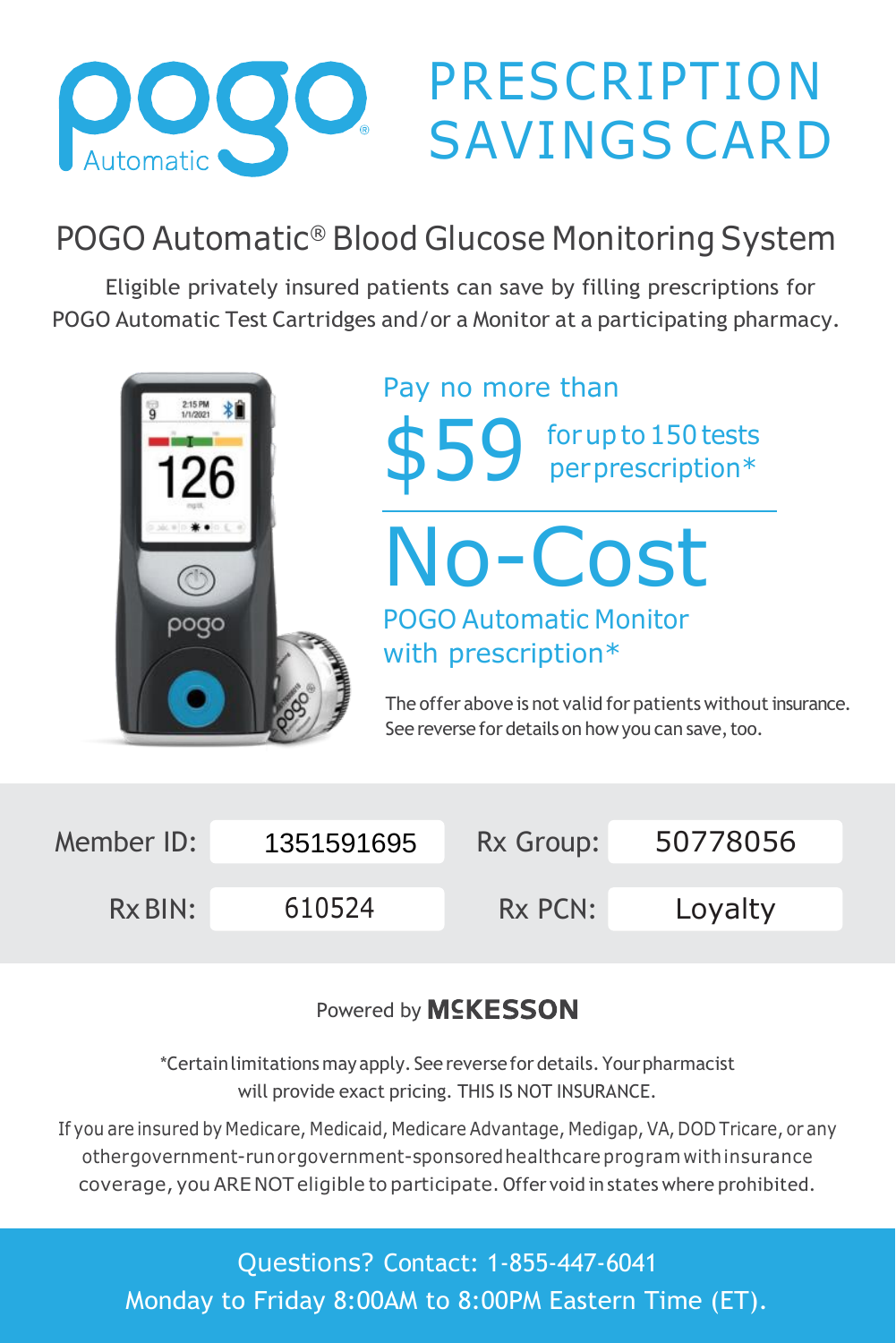# pogo Automatic — PRESCRIPTION SAVINGS CARD

## POGO Automatic® Blood Glucose Monitoring System

Eligible privately insured patients can save by filling prescriptions for POGO Automatic Test Cartridges and/or a Monitor at a participating pharmacy.

Pay no more than

**$59** for up to 150 tests per prescription*

**No-Cost**

POGO Automatic Monitor with prescription*

The offer above is not valid for patients without insurance. See reverse for details on how you can save, too.

| Member ID: | 1351591695 | Rx Group: | 50778056 |
|---|---|---|---|
| Rx BIN: | 610524 | Rx PCN: | Loyalty |

Powered by McKESSON

*Certain limitations may apply. See reverse for details. Your pharmacist will provide exact pricing. THIS IS NOT INSURANCE.

If you are insured by Medicare, Medicaid, Medicare Advantage, Medigap, VA, DOD Tricare, or any other government-run or government-sponsored healthcare program with insurance coverage, you ARE NOT eligible to participate. Offer void in states where prohibited.

Questions? Contact: 1-855-447-6041
Monday to Friday 8:00AM to 8:00PM Eastern Time (ET).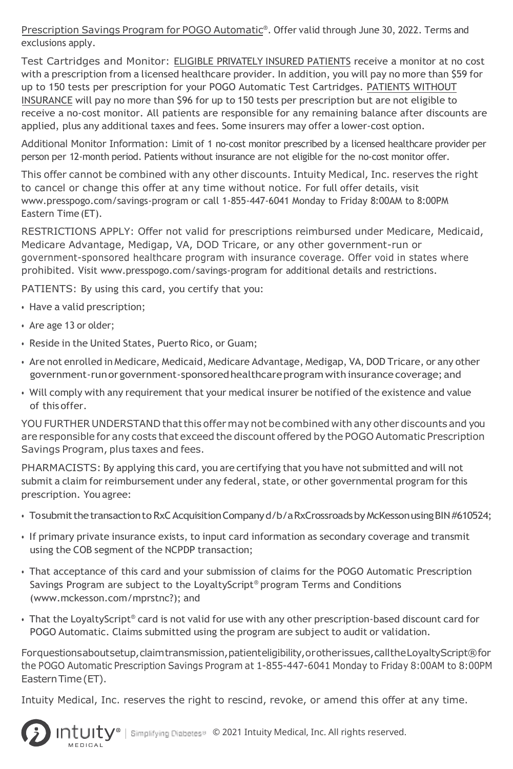Prescription Savings Program for POGO Automatic®. Offer valid through June 30, 2022. Terms and exclusions apply.

Test Cartridges and Monitor: ELIGIBLE PRIVATELY INSURED PATIENTS receive a monitor at no cost with a prescription from a licensed healthcare provider. In addition, you will pay no more than $59 for up to 150 tests per prescription for your POGO Automatic Test Cartridges. PATIENTS WITHOUT INSURANCE will pay no more than $96 for up to 150 tests per prescription but are not eligible to receive a no-cost monitor. All patients are responsible for any remaining balance after discounts are applied, plus any additional taxes and fees. Some insurers may offer a lower-cost option.

Additional Monitor Information: Limit of 1 no-cost monitor prescribed by a licensed healthcare provider per person per 12-month period. Patients without insurance are not eligible for the no-cost monitor offer.

This offer cannot be combined with any other discounts. Intuity Medical, Inc. reserves the right to cancel or change this offer at any time without notice. For full offer details, visit www.presspogo.com/savings-program or call 1-855-447-6041 Monday to Friday 8:00AM to 8:00PM Eastern Time (ET).

RESTRICTIONS APPLY: Offer not valid for prescriptions reimbursed under Medicare, Medicaid, Medicare Advantage, Medigap, VA, DOD Tricare, or any other government-run or government-sponsored healthcare program with insurance coverage. Offer void in states where prohibited. Visit www.presspogo.com/savings-program for additional details and restrictions.

PATIENTS: By using this card, you certify that you:

- Have a valid prescription;
- Are age 13 or older;
- Reside in the United States, Puerto Rico, or Guam;
- Are not enrolled in Medicare, Medicaid, Medicare Advantage, Medigap, VA, DOD Tricare, or any other government-run or government-sponsored healthcare program with insurance coverage; and
- Will comply with any requirement that your medical insurer be notified of the existence and value of this offer.

YOU FURTHER UNDERSTAND that this offer may not be combined with any other discounts and you are responsible for any costs that exceed the discount offered by the POGO Automatic Prescription Savings Program, plus taxes and fees.

PHARMACISTS: By applying this card, you are certifying that you have not submitted and will not submit a claim for reimbursement under any federal, state, or other governmental program for this prescription. You agree:

- To submit the transaction to RxC Acquisition Company d/b/a RxCrossroads by McKesson using BIN #610524;
- If primary private insurance exists, to input card information as secondary coverage and transmit using the COB segment of the NCPDP transaction;
- That acceptance of this card and your submission of claims for the POGO Automatic Prescription Savings Program are subject to the LoyaltyScript® program Terms and Conditions (www.mckesson.com/mprstnc?); and
- That the LoyaltyScript® card is not valid for use with any other prescription-based discount card for POGO Automatic. Claims submitted using the program are subject to audit or validation.

For questions about setup, claim transmission, patient eligibility, or other issues, call the LoyaltyScript® for the POGO Automatic Prescription Savings Program at 1-855-447-6041 Monday to Friday 8:00AM to 8:00PM Eastern Time (ET).

Intuity Medical, Inc. reserves the right to rescind, revoke, or amend this offer at any time.

intuity® MEDICAL | Simplifying Diabetes® © 2021 Intuity Medical, Inc. All rights reserved.